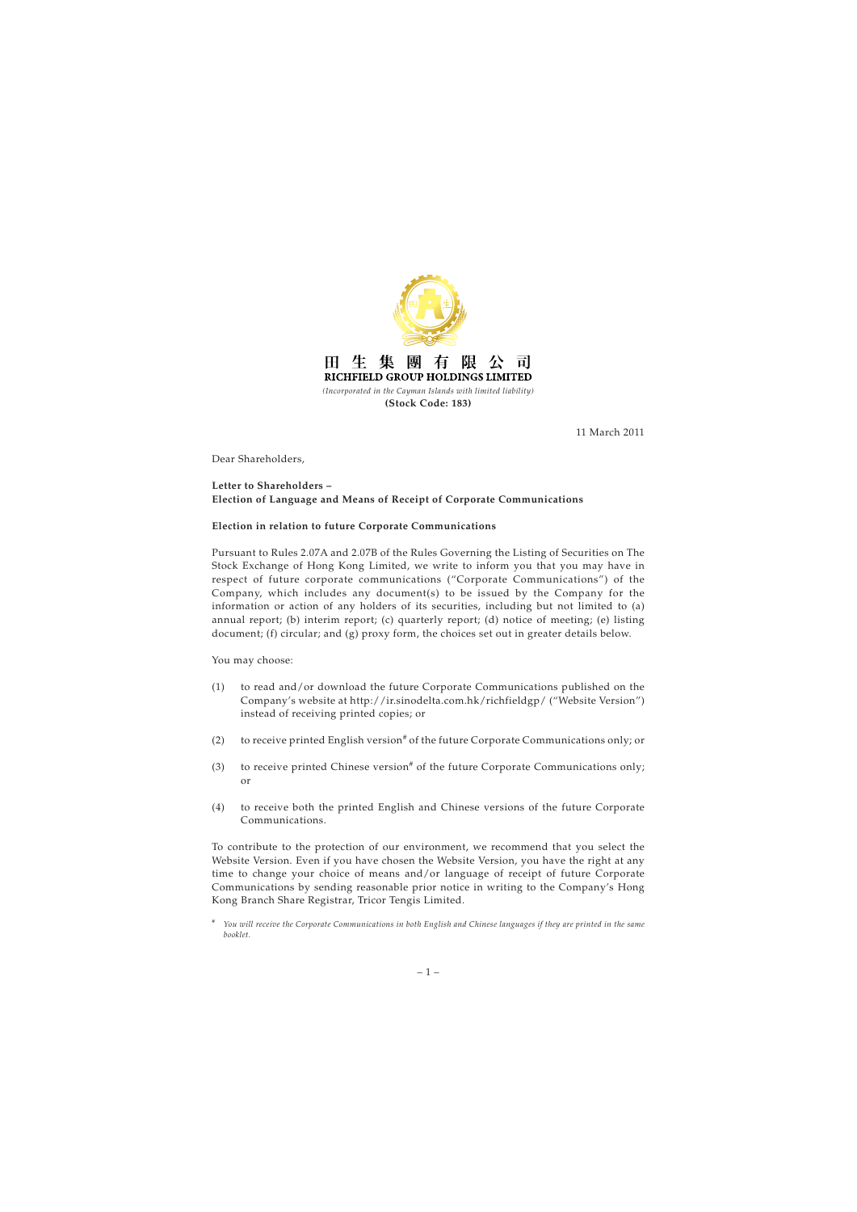田生集團有限公司

**RICHFIELD GROUP HOLDINGS LIMITED**

*(Incorporated in the Cayman Islands with limited liability)*

**(Stock Code: 183)**

11 March 2011

Dear Shareholders,

**Letter to Shareholders –**
**Election of Language and Means of Receipt of Corporate Communications**

**Election in relation to future Corporate Communications**

Pursuant to Rules 2.07A and 2.07B of the Rules Governing the Listing of Securities on The Stock Exchange of Hong Kong Limited, we write to inform you that you may have in respect of future corporate communications ("Corporate Communications") of the Company, which includes any document(s) to be issued by the Company for the information or action of any holders of its securities, including but not limited to (a) annual report; (b) interim report; (c) quarterly report; (d) notice of meeting; (e) listing document; (f) circular; and (g) proxy form, the choices set out in greater details below.

You may choose:

(1) to read and/or download the future Corporate Communications published on the Company's website at http://ir.sinodelta.com.hk/richfieldgp/ ("Website Version") instead of receiving printed copies; or

(2) to receive printed English version[#] of the future Corporate Communications only; or

(3) to receive printed Chinese version[#] of the future Corporate Communications only; or

(4) to receive both the printed English and Chinese versions of the future Corporate Communications.

To contribute to the protection of our environment, we recommend that you select the Website Version. Even if you have chosen the Website Version, you have the right at any time to change your choice of means and/or language of receipt of future Corporate Communications by sending reasonable prior notice in writing to the Company's Hong Kong Branch Share Registrar, Tricor Tengis Limited.

[#] *You will receive the Corporate Communications in both English and Chinese languages if they are printed in the same booklet.*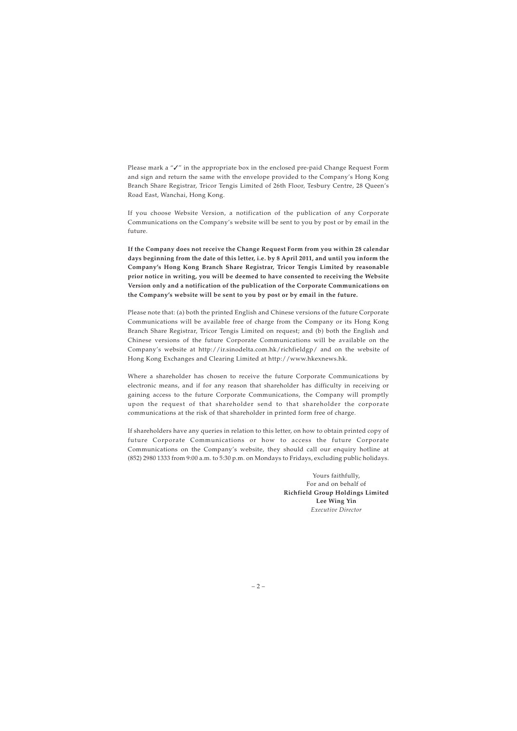Please mark a "✓" in the appropriate box in the enclosed pre-paid Change Request Form and sign and return the same with the envelope provided to the Company's Hong Kong Branch Share Registrar, Tricor Tengis Limited of 26th Floor, Tesbury Centre, 28 Queen's Road East, Wanchai, Hong Kong.

If you choose Website Version, a notification of the publication of any Corporate Communications on the Company's website will be sent to you by post or by email in the future.

**If the Company does not receive the Change Request Form from you within 28 calendar days beginning from the date of this letter, i.e. by 8 April 2011, and until you inform the Company's Hong Kong Branch Share Registrar, Tricor Tengis Limited by reasonable prior notice in writing, you will be deemed to have consented to receiving the Website Version only and a notification of the publication of the Corporate Communications on the Company's website will be sent to you by post or by email in the future.**

Please note that: (a) both the printed English and Chinese versions of the future Corporate Communications will be available free of charge from the Company or its Hong Kong Branch Share Registrar, Tricor Tengis Limited on request; and (b) both the English and Chinese versions of the future Corporate Communications will be available on the Company's website at http://ir.sinodelta.com.hk/richfieldgp/ and on the website of Hong Kong Exchanges and Clearing Limited at http://www.hkexnews.hk.

Where a shareholder has chosen to receive the future Corporate Communications by electronic means, and if for any reason that shareholder has difficulty in receiving or gaining access to the future Corporate Communications, the Company will promptly upon the request of that shareholder send to that shareholder the corporate communications at the risk of that shareholder in printed form free of charge.

If shareholders have any queries in relation to this letter, on how to obtain printed copy of future Corporate Communications or how to access the future Corporate Communications on the Company's website, they should call our enquiry hotline at (852) 2980 1333 from 9:00 a.m. to 5:30 p.m. on Mondays to Fridays, excluding public holidays.

Yours faithfully,
For and on behalf of
**Richfield Group Holdings Limited**
**Lee Wing Yin**
*Executive Director*